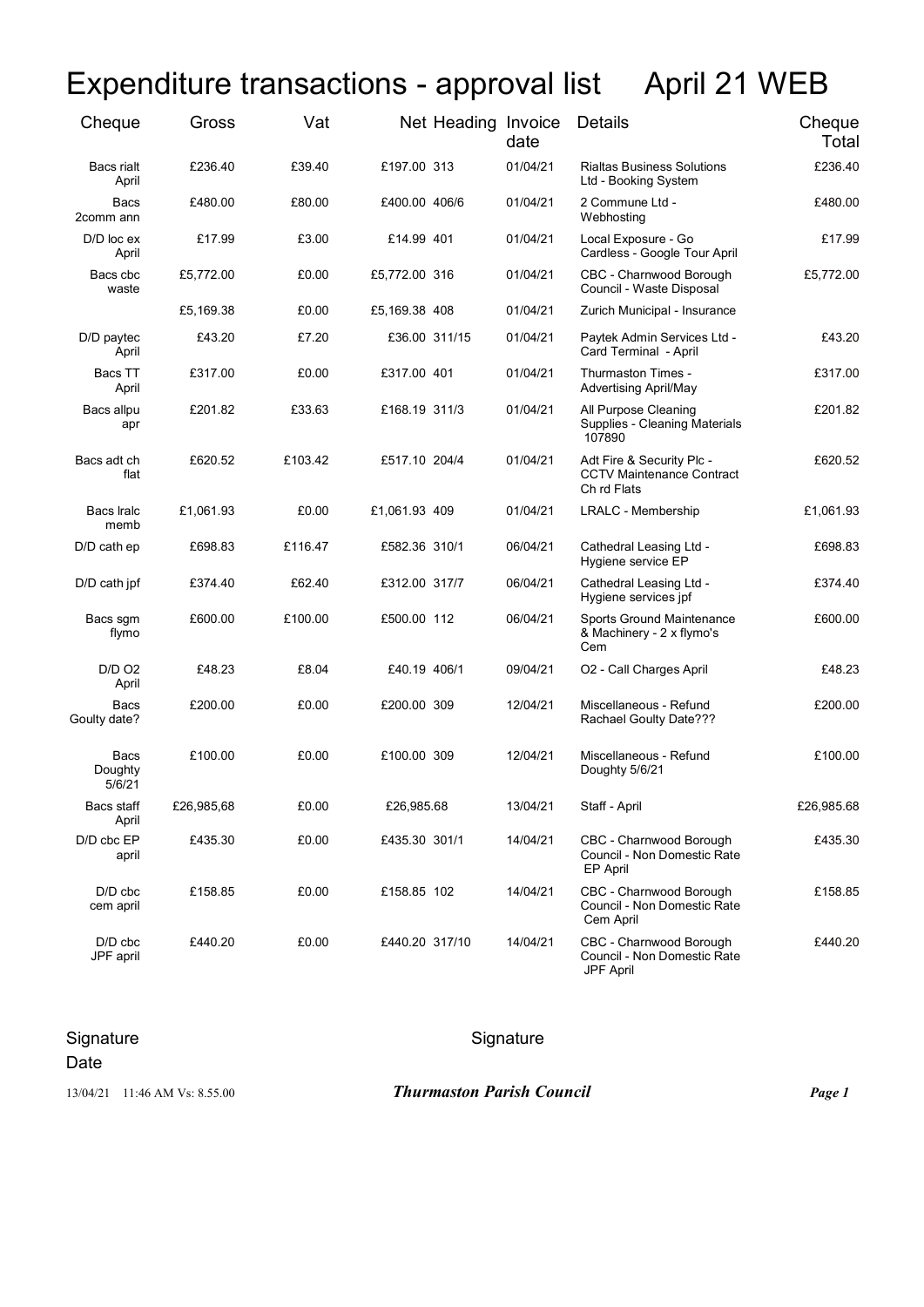# Expenditure transactions - approval list April 21 WEB

| Cheque | Gross | Vat | Net | Heading | Invoice date | Details | Cheque Total |
|---|---|---|---|---|---|---|---|
| Bacs rialt April | £236.40 | £39.40 | £197.00 | 313 | 01/04/21 | Rialtas Business Solutions Ltd - Booking System | £236.40 |
| Bacs 2comm ann | £480.00 | £80.00 | £400.00 | 406/6 | 01/04/21 | 2 Commune Ltd - Webhosting | £480.00 |
| D/D loc ex April | £17.99 | £3.00 | £14.99 | 401 | 01/04/21 | Local Exposure - Go Cardless - Google Tour April | £17.99 |
| Bacs cbc waste | £5,772.00 | £0.00 | £5,772.00 | 316 | 01/04/21 | CBC - Charnwood Borough Council - Waste Disposal | £5,772.00 |
| | £5,169.38 | £0.00 | £5,169.38 | 408 | 01/04/21 | Zurich Municipal - Insurance | |
| D/D paytec April | £43.20 | £7.20 | £36.00 | 311/15 | 01/04/21 | Paytek Admin Services Ltd - Card Terminal - April | £43.20 |
| Bacs TT April | £317.00 | £0.00 | £317.00 | 401 | 01/04/21 | Thurmaston Times - Advertising April/May | £317.00 |
| Bacs allpu apr | £201.82 | £33.63 | £168.19 | 311/3 | 01/04/21 | All Purpose Cleaning Supplies - Cleaning Materials 107890 | £201.82 |
| Bacs adt ch flat | £620.52 | £103.42 | £517.10 | 204/4 | 01/04/21 | Adt Fire & Security Plc - CCTV Maintenance Contract Ch rd Flats | £620.52 |
| Bacs lralc memb | £1,061.93 | £0.00 | £1,061.93 | 409 | 01/04/21 | LRALC - Membership | £1,061.93 |
| D/D cath ep | £698.83 | £116.47 | £582.36 | 310/1 | 06/04/21 | Cathedral Leasing Ltd - Hygiene service EP | £698.83 |
| D/D cath jpf | £374.40 | £62.40 | £312.00 | 317/7 | 06/04/21 | Cathedral Leasing Ltd - Hygiene services jpf | £374.40 |
| Bacs sgm flymo | £600.00 | £100.00 | £500.00 | 112 | 06/04/21 | Sports Ground Maintenance & Machinery - 2 x flymo's Cem | £600.00 |
| D/D O2 April | £48.23 | £8.04 | £40.19 | 406/1 | 09/04/21 | O2 - Call Charges April | £48.23 |
| Bacs Goulty date? | £200.00 | £0.00 | £200.00 | 309 | 12/04/21 | Miscellaneous - Refund Rachael Goulty Date??? | £200.00 |
| Bacs Doughty 5/6/21 | £100.00 | £0.00 | £100.00 | 309 | 12/04/21 | Miscellaneous - Refund Doughty 5/6/21 | £100.00 |
| Bacs staff April | £26,985,68 | £0.00 | £26,985.68 | | 13/04/21 | Staff - April | £26,985.68 |
| D/D cbc EP april | £435.30 | £0.00 | £435.30 | 301/1 | 14/04/21 | CBC - Charnwood Borough Council - Non Domestic Rate EP April | £435.30 |
| D/D cbc cem april | £158.85 | £0.00 | £158.85 | 102 | 14/04/21 | CBC - Charnwood Borough Council - Non Domestic Rate Cem April | £158.85 |
| D/D cbc JPF april | £440.20 | £0.00 | £440.20 | 317/10 | 14/04/21 | CBC - Charnwood Borough Council - Non Domestic Rate JPF April | £440.20 |

Signature

Date

Signature

13/04/21 11:46 AM Vs: 8.55.00

***Thurmaston Parish Council***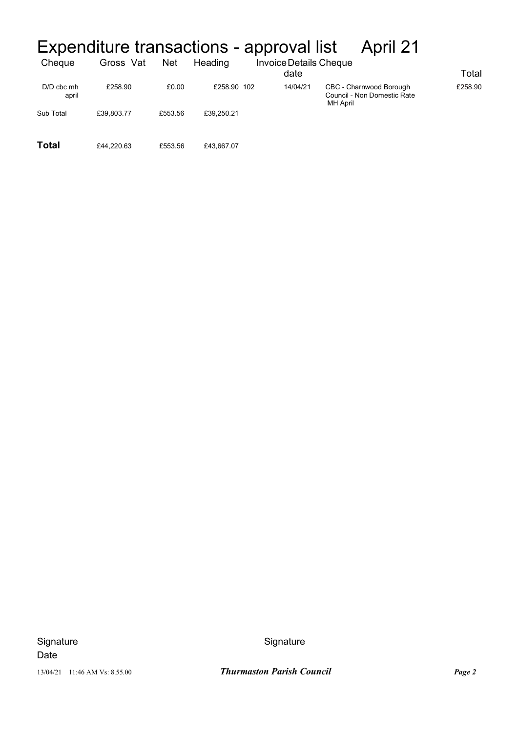# Expenditure transactions - approval list April 21

| Cheque | Gross | Vat | Net | Heading | Invoice date | Details | Cheque Total |
|---|---|---|---|---|---|---|---|
| D/D cbc mh april | £258.90 | £0.00 | £258.90 | 102 | 14/04/21 | CBC - Charnwood Borough Council - Non Domestic Rate MH April | £258.90 |
| Sub Total | £39,803.77 | £553.56 | £39,250.21 | | | | |
| **Total** | £44,220.63 | £553.56 | £43,667.07 | | | | |

Signature

Date

Signature

13/04/21 11:46 AM Vs: 8.55.00

***Thurmaston Parish Council***